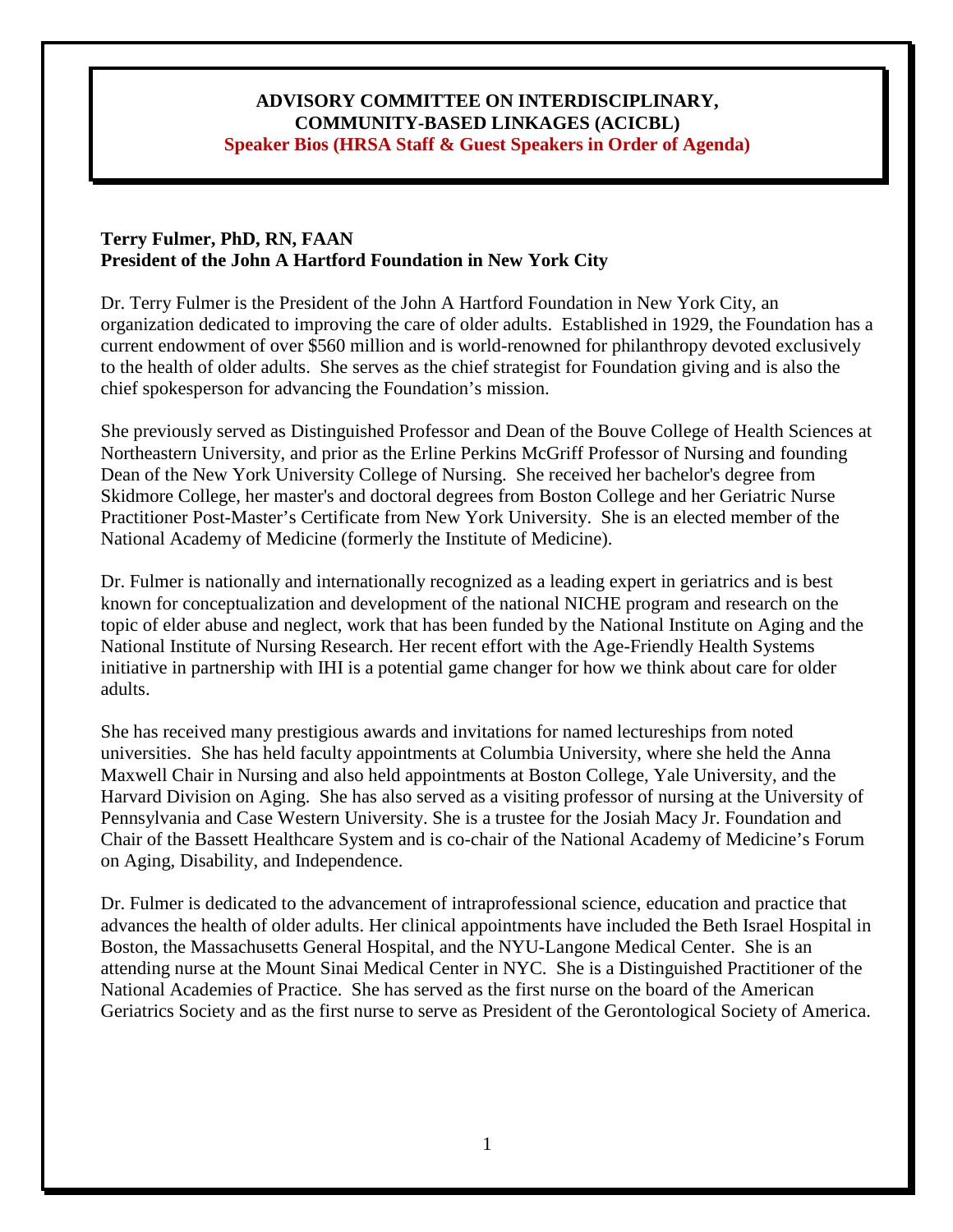# ADVISORY COMMITTEE ON INTERDISCIPLINARY, COMMUNITY-BASED LINKAGES (ACICBL)

**Speaker Bios (HRSA Staff & Guest Speakers in Order of Agenda)**

## Terry Fulmer, PhD, RN, FAAN
**President of the John A Hartford Foundation in New York City**

Dr. Terry Fulmer is the President of the John A Hartford Foundation in New York City, an organization dedicated to improving the care of older adults. Established in 1929, the Foundation has a current endowment of over $560 million and is world-renowned for philanthropy devoted exclusively to the health of older adults. She serves as the chief strategist for Foundation giving and is also the chief spokesperson for advancing the Foundation's mission.

She previously served as Distinguished Professor and Dean of the Bouve College of Health Sciences at Northeastern University, and prior as the Erline Perkins McGriff Professor of Nursing and founding Dean of the New York University College of Nursing. She received her bachelor's degree from Skidmore College, her master's and doctoral degrees from Boston College and her Geriatric Nurse Practitioner Post-Master's Certificate from New York University. She is an elected member of the National Academy of Medicine (formerly the Institute of Medicine).

Dr. Fulmer is nationally and internationally recognized as a leading expert in geriatrics and is best known for conceptualization and development of the national NICHE program and research on the topic of elder abuse and neglect, work that has been funded by the National Institute on Aging and the National Institute of Nursing Research. Her recent effort with the Age-Friendly Health Systems initiative in partnership with IHI is a potential game changer for how we think about care for older adults.

She has received many prestigious awards and invitations for named lectureships from noted universities. She has held faculty appointments at Columbia University, where she held the Anna Maxwell Chair in Nursing and also held appointments at Boston College, Yale University, and the Harvard Division on Aging. She has also served as a visiting professor of nursing at the University of Pennsylvania and Case Western University. She is a trustee for the Josiah Macy Jr. Foundation and Chair of the Bassett Healthcare System and is co-chair of the National Academy of Medicine's Forum on Aging, Disability, and Independence.

Dr. Fulmer is dedicated to the advancement of intraprofessional science, education and practice that advances the health of older adults. Her clinical appointments have included the Beth Israel Hospital in Boston, the Massachusetts General Hospital, and the NYU-Langone Medical Center. She is an attending nurse at the Mount Sinai Medical Center in NYC. She is a Distinguished Practitioner of the National Academies of Practice. She has served as the first nurse on the board of the American Geriatrics Society and as the first nurse to serve as President of the Gerontological Society of America.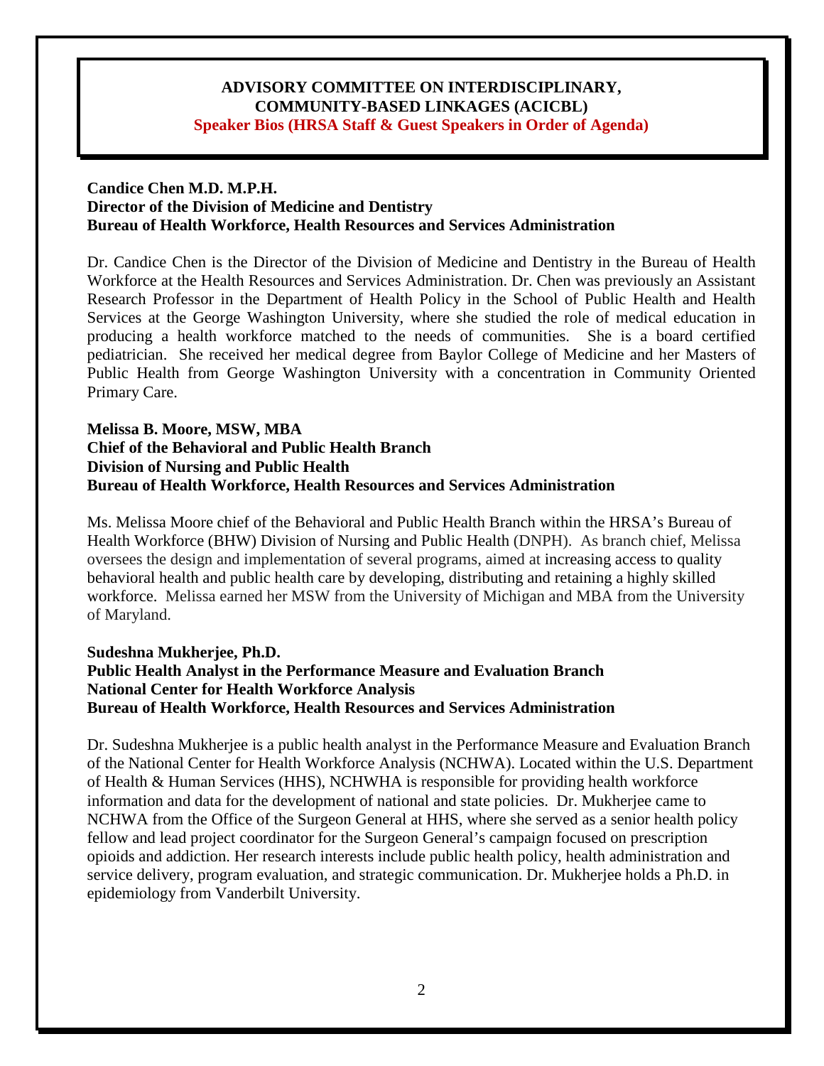# ADVISORY COMMITTEE ON INTERDISCIPLINARY, COMMUNITY-BASED LINKAGES (ACICBL)

**Speaker Bios (HRSA Staff & Guest Speakers in Order of Agenda)**

**Candice Chen M.D. M.P.H.**
**Director of the Division of Medicine and Dentistry**
**Bureau of Health Workforce, Health Resources and Services Administration**

Dr. Candice Chen is the Director of the Division of Medicine and Dentistry in the Bureau of Health Workforce at the Health Resources and Services Administration. Dr. Chen was previously an Assistant Research Professor in the Department of Health Policy in the School of Public Health and Health Services at the George Washington University, where she studied the role of medical education in producing a health workforce matched to the needs of communities. She is a board certified pediatrician. She received her medical degree from Baylor College of Medicine and her Masters of Public Health from George Washington University with a concentration in Community Oriented Primary Care.

**Melissa B. Moore, MSW, MBA**
**Chief of the Behavioral and Public Health Branch**
**Division of Nursing and Public Health**
**Bureau of Health Workforce, Health Resources and Services Administration**

Ms. Melissa Moore chief of the Behavioral and Public Health Branch within the HRSA's Bureau of Health Workforce (BHW) Division of Nursing and Public Health (DNPH). As branch chief, Melissa oversees the design and implementation of several programs, aimed at increasing access to quality behavioral health and public health care by developing, distributing and retaining a highly skilled workforce. Melissa earned her MSW from the University of Michigan and MBA from the University of Maryland.

**Sudeshna Mukherjee, Ph.D.**
**Public Health Analyst in the Performance Measure and Evaluation Branch**
**National Center for Health Workforce Analysis**
**Bureau of Health Workforce, Health Resources and Services Administration**

Dr. Sudeshna Mukherjee is a public health analyst in the Performance Measure and Evaluation Branch of the National Center for Health Workforce Analysis (NCHWA). Located within the U.S. Department of Health & Human Services (HHS), NCHWHA is responsible for providing health workforce information and data for the development of national and state policies. Dr. Mukherjee came to NCHWA from the Office of the Surgeon General at HHS, where she served as a senior health policy fellow and lead project coordinator for the Surgeon General's campaign focused on prescription opioids and addiction. Her research interests include public health policy, health administration and service delivery, program evaluation, and strategic communication. Dr. Mukherjee holds a Ph.D. in epidemiology from Vanderbilt University.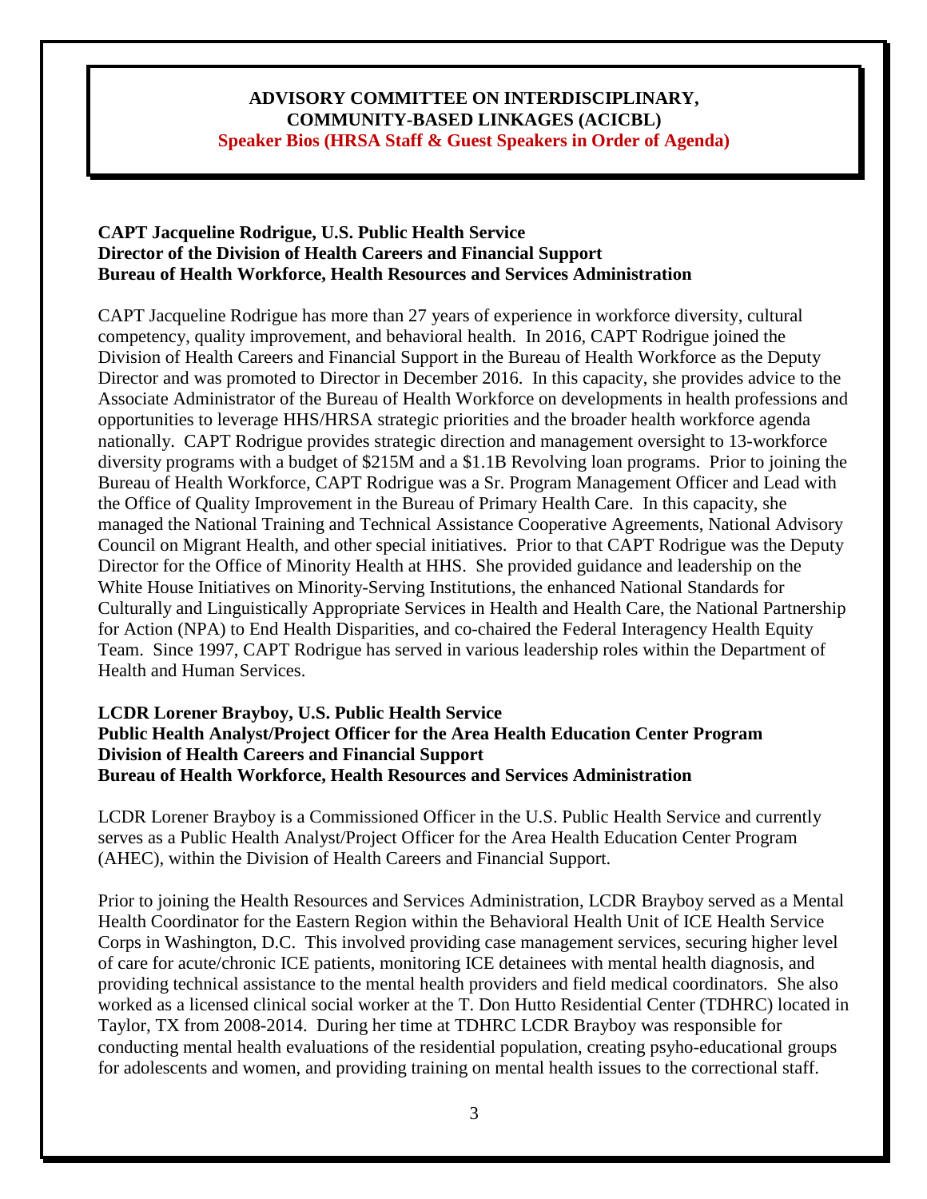**ADVISORY COMMITTEE ON INTERDISCIPLINARY, COMMUNITY-BASED LINKAGES (ACICBL)**
**Speaker Bios (HRSA Staff & Guest Speakers in Order of Agenda)**

**CAPT Jacqueline Rodrigue, U.S. Public Health Service**
**Director of the Division of Health Careers and Financial Support**
**Bureau of Health Workforce, Health Resources and Services Administration**

CAPT Jacqueline Rodrigue has more than 27 years of experience in workforce diversity, cultural competency, quality improvement, and behavioral health. In 2016, CAPT Rodrigue joined the Division of Health Careers and Financial Support in the Bureau of Health Workforce as the Deputy Director and was promoted to Director in December 2016. In this capacity, she provides advice to the Associate Administrator of the Bureau of Health Workforce on developments in health professions and opportunities to leverage HHS/HRSA strategic priorities and the broader health workforce agenda nationally. CAPT Rodrigue provides strategic direction and management oversight to 13-workforce diversity programs with a budget of $215M and a $1.1B Revolving loan programs. Prior to joining the Bureau of Health Workforce, CAPT Rodrigue was a Sr. Program Management Officer and Lead with the Office of Quality Improvement in the Bureau of Primary Health Care. In this capacity, she managed the National Training and Technical Assistance Cooperative Agreements, National Advisory Council on Migrant Health, and other special initiatives. Prior to that CAPT Rodrigue was the Deputy Director for the Office of Minority Health at HHS. She provided guidance and leadership on the White House Initiatives on Minority-Serving Institutions, the enhanced National Standards for Culturally and Linguistically Appropriate Services in Health and Health Care, the National Partnership for Action (NPA) to End Health Disparities, and co-chaired the Federal Interagency Health Equity Team. Since 1997, CAPT Rodrigue has served in various leadership roles within the Department of Health and Human Services.

**LCDR Lorener Brayboy, U.S. Public Health Service**
**Public Health Analyst/Project Officer for the Area Health Education Center Program**
**Division of Health Careers and Financial Support**
**Bureau of Health Workforce, Health Resources and Services Administration**

LCDR Lorener Brayboy is a Commissioned Officer in the U.S. Public Health Service and currently serves as a Public Health Analyst/Project Officer for the Area Health Education Center Program (AHEC), within the Division of Health Careers and Financial Support.

Prior to joining the Health Resources and Services Administration, LCDR Brayboy served as a Mental Health Coordinator for the Eastern Region within the Behavioral Health Unit of ICE Health Service Corps in Washington, D.C. This involved providing case management services, securing higher level of care for acute/chronic ICE patients, monitoring ICE detainees with mental health diagnosis, and providing technical assistance to the mental health providers and field medical coordinators. She also worked as a licensed clinical social worker at the T. Don Hutto Residential Center (TDHRC) located in Taylor, TX from 2008-2014. During her time at TDHRC LCDR Brayboy was responsible for conducting mental health evaluations of the residential population, creating psyho-educational groups for adolescents and women, and providing training on mental health issues to the correctional staff.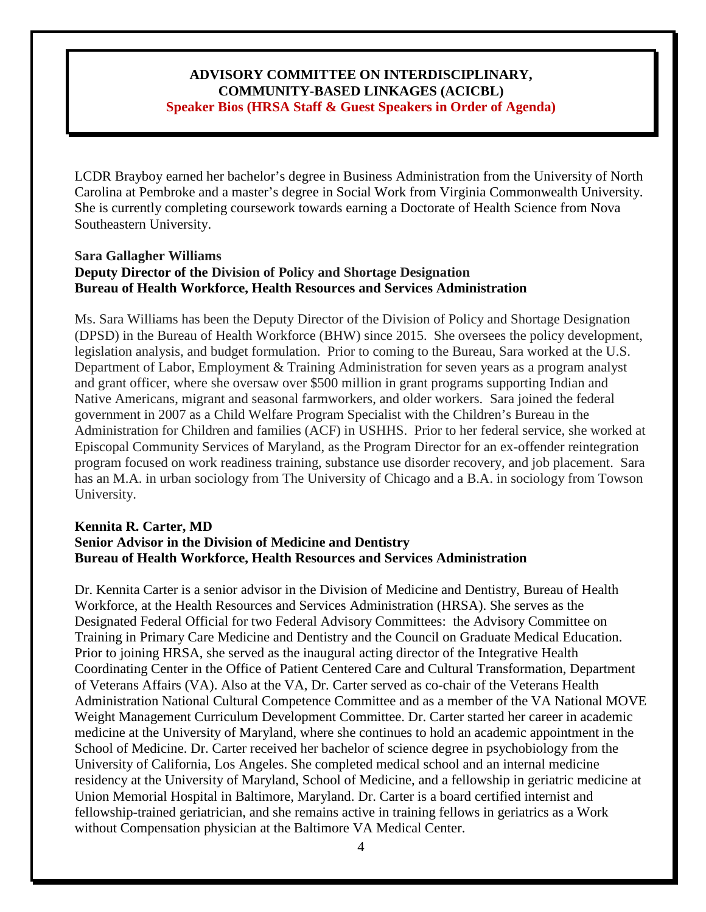**ADVISORY COMMITTEE ON INTERDISCIPLINARY, COMMUNITY-BASED LINKAGES (ACICBL)**
**Speaker Bios (HRSA Staff & Guest Speakers in Order of Agenda)**

LCDR Brayboy earned her bachelor's degree in Business Administration from the University of North Carolina at Pembroke and a master's degree in Social Work from Virginia Commonwealth University. She is currently completing coursework towards earning a Doctorate of Health Science from Nova Southeastern University.

**Sara Gallagher Williams**
**Deputy Director of the Division of Policy and Shortage Designation**
**Bureau of Health Workforce, Health Resources and Services Administration**

Ms. Sara Williams has been the Deputy Director of the Division of Policy and Shortage Designation (DPSD) in the Bureau of Health Workforce (BHW) since 2015. She oversees the policy development, legislation analysis, and budget formulation. Prior to coming to the Bureau, Sara worked at the U.S. Department of Labor, Employment & Training Administration for seven years as a program analyst and grant officer, where she oversaw over $500 million in grant programs supporting Indian and Native Americans, migrant and seasonal farmworkers, and older workers. Sara joined the federal government in 2007 as a Child Welfare Program Specialist with the Children's Bureau in the Administration for Children and families (ACF) in USHHS. Prior to her federal service, she worked at Episcopal Community Services of Maryland, as the Program Director for an ex-offender reintegration program focused on work readiness training, substance use disorder recovery, and job placement. Sara has an M.A. in urban sociology from The University of Chicago and a B.A. in sociology from Towson University.

**Kennita R. Carter, MD**
**Senior Advisor in the Division of Medicine and Dentistry**
**Bureau of Health Workforce, Health Resources and Services Administration**

Dr. Kennita Carter is a senior advisor in the Division of Medicine and Dentistry, Bureau of Health Workforce, at the Health Resources and Services Administration (HRSA). She serves as the Designated Federal Official for two Federal Advisory Committees: the Advisory Committee on Training in Primary Care Medicine and Dentistry and the Council on Graduate Medical Education. Prior to joining HRSA, she served as the inaugural acting director of the Integrative Health Coordinating Center in the Office of Patient Centered Care and Cultural Transformation, Department of Veterans Affairs (VA). Also at the VA, Dr. Carter served as co-chair of the Veterans Health Administration National Cultural Competence Committee and as a member of the VA National MOVE Weight Management Curriculum Development Committee. Dr. Carter started her career in academic medicine at the University of Maryland, where she continues to hold an academic appointment in the School of Medicine. Dr. Carter received her bachelor of science degree in psychobiology from the University of California, Los Angeles. She completed medical school and an internal medicine residency at the University of Maryland, School of Medicine, and a fellowship in geriatric medicine at Union Memorial Hospital in Baltimore, Maryland. Dr. Carter is a board certified internist and fellowship-trained geriatrician, and she remains active in training fellows in geriatrics as a Work without Compensation physician at the Baltimore VA Medical Center.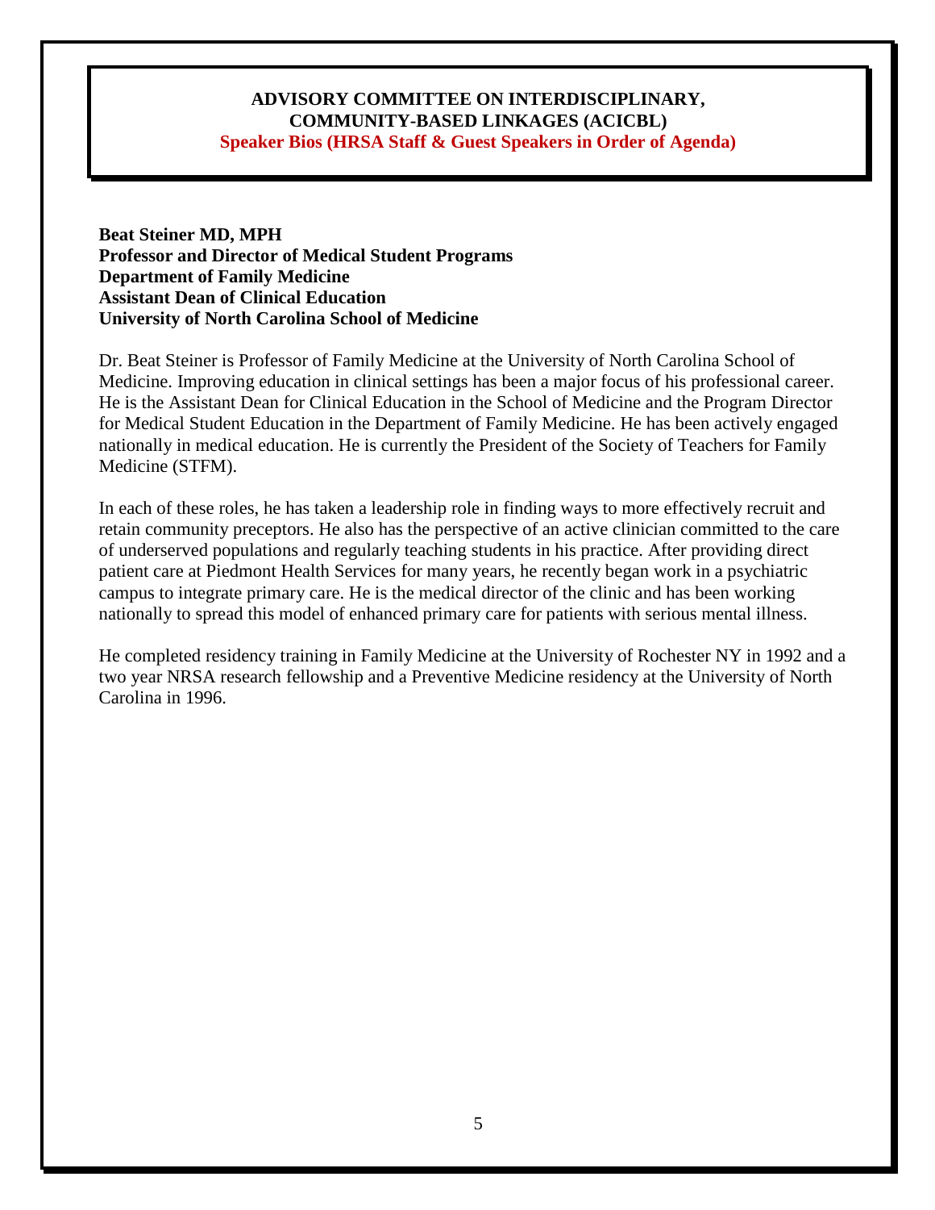**ADVISORY COMMITTEE ON INTERDISCIPLINARY, COMMUNITY-BASED LINKAGES (ACICBL)**
**Speaker Bios (HRSA Staff & Guest Speakers in Order of Agenda)**

**Beat Steiner MD, MPH**
**Professor and Director of Medical Student Programs**
**Department of Family Medicine**
**Assistant Dean of Clinical Education**
**University of North Carolina School of Medicine**

Dr. Beat Steiner is Professor of Family Medicine at the University of North Carolina School of Medicine. Improving education in clinical settings has been a major focus of his professional career. He is the Assistant Dean for Clinical Education in the School of Medicine and the Program Director for Medical Student Education in the Department of Family Medicine. He has been actively engaged nationally in medical education. He is currently the President of the Society of Teachers for Family Medicine (STFM).

In each of these roles, he has taken a leadership role in finding ways to more effectively recruit and retain community preceptors. He also has the perspective of an active clinician committed to the care of underserved populations and regularly teaching students in his practice. After providing direct patient care at Piedmont Health Services for many years, he recently began work in a psychiatric campus to integrate primary care. He is the medical director of the clinic and has been working nationally to spread this model of enhanced primary care for patients with serious mental illness.

He completed residency training in Family Medicine at the University of Rochester NY in 1992 and a two year NRSA research fellowship and a Preventive Medicine residency at the University of North Carolina in 1996.